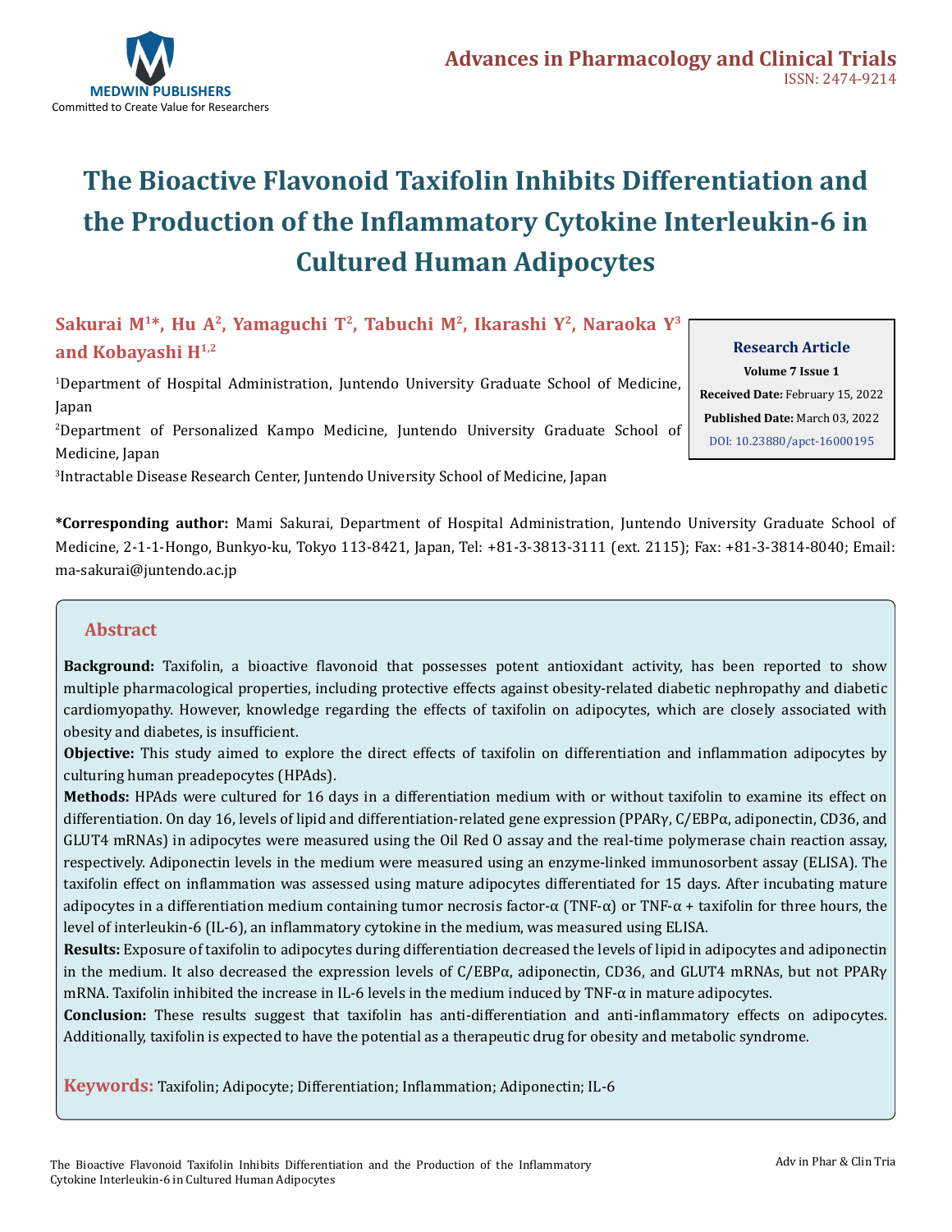# The Bioactive Flavonoid Taxifolin Inhibits Differentiation and the Production of the Inflammatory Cytokine Interleukin-6 in Cultured Human Adipocytes

**Sakurai M[1]*, Hu A[2], Yamaguchi T[2], Tabuchi M[2], Ikarashi Y[2], Naraoka Y[3] and Kobayashi H[1,2]**

[1]Department of Hospital Administration, Juntendo University Graduate School of Medicine, Japan

[2]Department of Personalized Kampo Medicine, Juntendo University Graduate School of Medicine, Japan

[3]Intractable Disease Research Center, Juntendo University School of Medicine, Japan

**Research Article**

**Volume 7 Issue 1**

**Received Date:** February 15, 2022

**Published Date:** March 03, 2022

DOI: 10.23880/apct-16000195

**\*Corresponding author:** Mami Sakurai, Department of Hospital Administration, Juntendo University Graduate School of Medicine, 2-1-1-Hongo, Bunkyo-ku, Tokyo 113-8421, Japan, Tel: +81-3-3813-3111 (ext. 2115); Fax: +81-3-3814-8040; Email: ma-sakurai@juntendo.ac.jp

## Abstract

**Background:** Taxifolin, a bioactive flavonoid that possesses potent antioxidant activity, has been reported to show multiple pharmacological properties, including protective effects against obesity-related diabetic nephropathy and diabetic cardiomyopathy. However, knowledge regarding the effects of taxifolin on adipocytes, which are closely associated with obesity and diabetes, is insufficient.

**Objective:** This study aimed to explore the direct effects of taxifolin on differentiation and inflammation adipocytes by culturing human preadepocytes (HPAds).

**Methods:** HPAds were cultured for 16 days in a differentiation medium with or without taxifolin to examine its effect on differentiation. On day 16, levels of lipid and differentiation-related gene expression (PPARγ, C/EBPα, adiponectin, CD36, and GLUT4 mRNAs) in adipocytes were measured using the Oil Red O assay and the real-time polymerase chain reaction assay, respectively. Adiponectin levels in the medium were measured using an enzyme-linked immunosorbent assay (ELISA). The taxifolin effect on inflammation was assessed using mature adipocytes differentiated for 15 days. After incubating mature adipocytes in a differentiation medium containing tumor necrosis factor-α (TNF-α) or TNF-α + taxifolin for three hours, the level of interleukin-6 (IL-6), an inflammatory cytokine in the medium, was measured using ELISA.

**Results:** Exposure of taxifolin to adipocytes during differentiation decreased the levels of lipid in adipocytes and adiponectin in the medium. It also decreased the expression levels of C/EBPα, adiponectin, CD36, and GLUT4 mRNAs, but not PPARγ mRNA. Taxifolin inhibited the increase in IL-6 levels in the medium induced by TNF-α in mature adipocytes.

**Conclusion:** These results suggest that taxifolin has anti-differentiation and anti-inflammatory effects on adipocytes. Additionally, taxifolin is expected to have the potential as a therapeutic drug for obesity and metabolic syndrome.

**Keywords:** Taxifolin; Adipocyte; Differentiation; Inflammation; Adiponectin; IL-6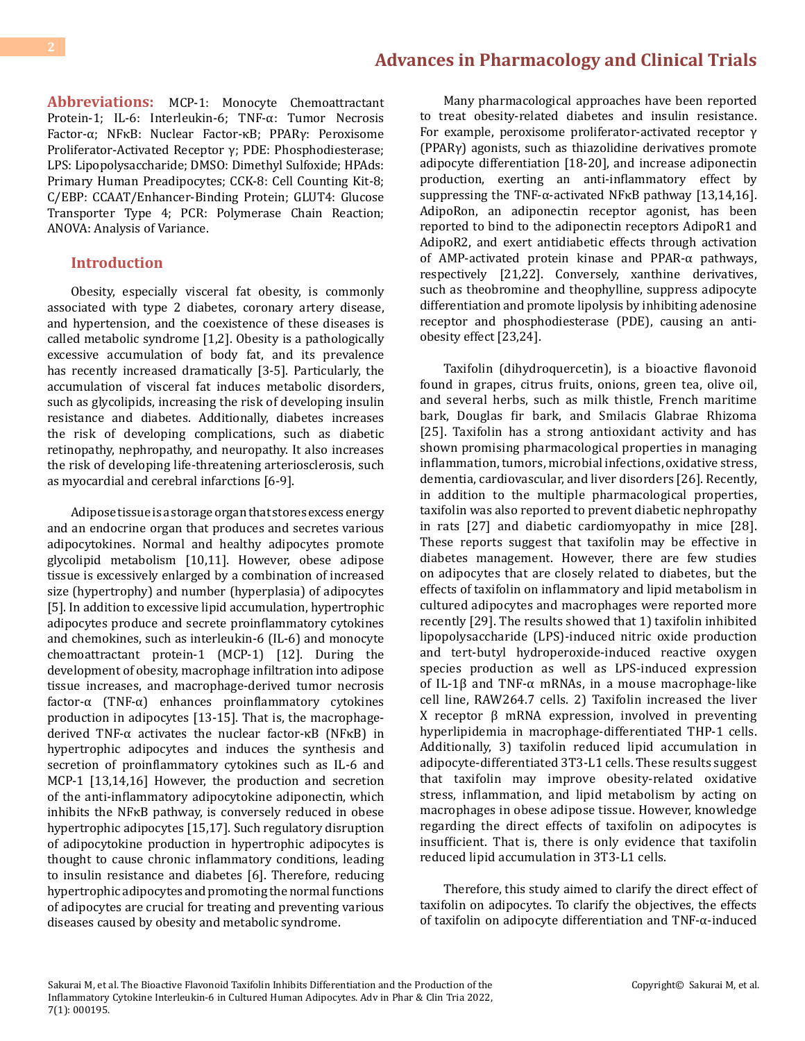**Abbreviations:** MCP-1: Monocyte Chemoattractant Protein-1; IL-6: Interleukin-6; TNF-α: Tumor Necrosis Factor-α; NFκB: Nuclear Factor-κB; PPARγ: Peroxisome Proliferator-Activated Receptor γ; PDE: Phosphodiesterase; LPS: Lipopolysaccharide; DMSO: Dimethyl Sulfoxide; HPAds: Primary Human Preadipocytes; CCK-8: Cell Counting Kit-8; C/EBP: CCAAT/Enhancer-Binding Protein; GLUT4: Glucose Transporter Type 4; PCR: Polymerase Chain Reaction; ANOVA: Analysis of Variance.

## Introduction

Obesity, especially visceral fat obesity, is commonly associated with type 2 diabetes, coronary artery disease, and hypertension, and the coexistence of these diseases is called metabolic syndrome [1,2]. Obesity is a pathologically excessive accumulation of body fat, and its prevalence has recently increased dramatically [3-5]. Particularly, the accumulation of visceral fat induces metabolic disorders, such as glycolipids, increasing the risk of developing insulin resistance and diabetes. Additionally, diabetes increases the risk of developing complications, such as diabetic retinopathy, nephropathy, and neuropathy. It also increases the risk of developing life-threatening arteriosclerosis, such as myocardial and cerebral infarctions [6-9].

Adipose tissue is a storage organ that stores excess energy and an endocrine organ that produces and secretes various adipocytokines. Normal and healthy adipocytes promote glycolipid metabolism [10,11]. However, obese adipose tissue is excessively enlarged by a combination of increased size (hypertrophy) and number (hyperplasia) of adipocytes [5]. In addition to excessive lipid accumulation, hypertrophic adipocytes produce and secrete proinflammatory cytokines and chemokines, such as interleukin-6 (IL-6) and monocyte chemoattractant protein-1 (MCP-1) [12]. During the development of obesity, macrophage infiltration into adipose tissue increases, and macrophage-derived tumor necrosis factor-α (TNF-α) enhances proinflammatory cytokines production in adipocytes [13-15]. That is, the macrophage-derived TNF-α activates the nuclear factor-κB (NFκB) in hypertrophic adipocytes and induces the synthesis and secretion of proinflammatory cytokines such as IL-6 and MCP-1 [13,14,16] However, the production and secretion of the anti-inflammatory adipocytokine adiponectin, which inhibits the NFκB pathway, is conversely reduced in obese hypertrophic adipocytes [15,17]. Such regulatory disruption of adipocytokine production in hypertrophic adipocytes is thought to cause chronic inflammatory conditions, leading to insulin resistance and diabetes [6]. Therefore, reducing hypertrophic adipocytes and promoting the normal functions of adipocytes are crucial for treating and preventing various diseases caused by obesity and metabolic syndrome.

Many pharmacological approaches have been reported to treat obesity-related diabetes and insulin resistance. For example, peroxisome proliferator-activated receptor γ (PPARγ) agonists, such as thiazolidine derivatives promote adipocyte differentiation [18-20], and increase adiponectin production, exerting an anti-inflammatory effect by suppressing the TNF-α-activated NFκB pathway [13,14,16]. AdipoRon, an adiponectin receptor agonist, has been reported to bind to the adiponectin receptors AdipoR1 and AdipoR2, and exert antidiabetic effects through activation of AMP-activated protein kinase and PPAR-α pathways, respectively [21,22]. Conversely, xanthine derivatives, such as theobromine and theophylline, suppress adipocyte differentiation and promote lipolysis by inhibiting adenosine receptor and phosphodiesterase (PDE), causing an anti-obesity effect [23,24].

Taxifolin (dihydroquercetin), is a bioactive flavonoid found in grapes, citrus fruits, onions, green tea, olive oil, and several herbs, such as milk thistle, French maritime bark, Douglas fir bark, and Smilacis Glabrae Rhizoma [25]. Taxifolin has a strong antioxidant activity and has shown promising pharmacological properties in managing inflammation, tumors, microbial infections, oxidative stress, dementia, cardiovascular, and liver disorders [26]. Recently, in addition to the multiple pharmacological properties, taxifolin was also reported to prevent diabetic nephropathy in rats [27] and diabetic cardiomyopathy in mice [28]. These reports suggest that taxifolin may be effective in diabetes management. However, there are few studies on adipocytes that are closely related to diabetes, but the effects of taxifolin on inflammatory and lipid metabolism in cultured adipocytes and macrophages were reported more recently [29]. The results showed that 1) taxifolin inhibited lipopolysaccharide (LPS)-induced nitric oxide production and tert-butyl hydroperoxide-induced reactive oxygen species production as well as LPS-induced expression of IL-1β and TNF-α mRNAs, in a mouse macrophage-like cell line, RAW264.7 cells. 2) Taxifolin increased the liver X receptor β mRNA expression, involved in preventing hyperlipidemia in macrophage-differentiated THP-1 cells. Additionally, 3) taxifolin reduced lipid accumulation in adipocyte-differentiated 3T3-L1 cells. These results suggest that taxifolin may improve obesity-related oxidative stress, inflammation, and lipid metabolism by acting on macrophages in obese adipose tissue. However, knowledge regarding the direct effects of taxifolin on adipocytes is insufficient. That is, there is only evidence that taxifolin reduced lipid accumulation in 3T3-L1 cells.

Therefore, this study aimed to clarify the direct effect of taxifolin on adipocytes. To clarify the objectives, the effects of taxifolin on adipocyte differentiation and TNF-α-induced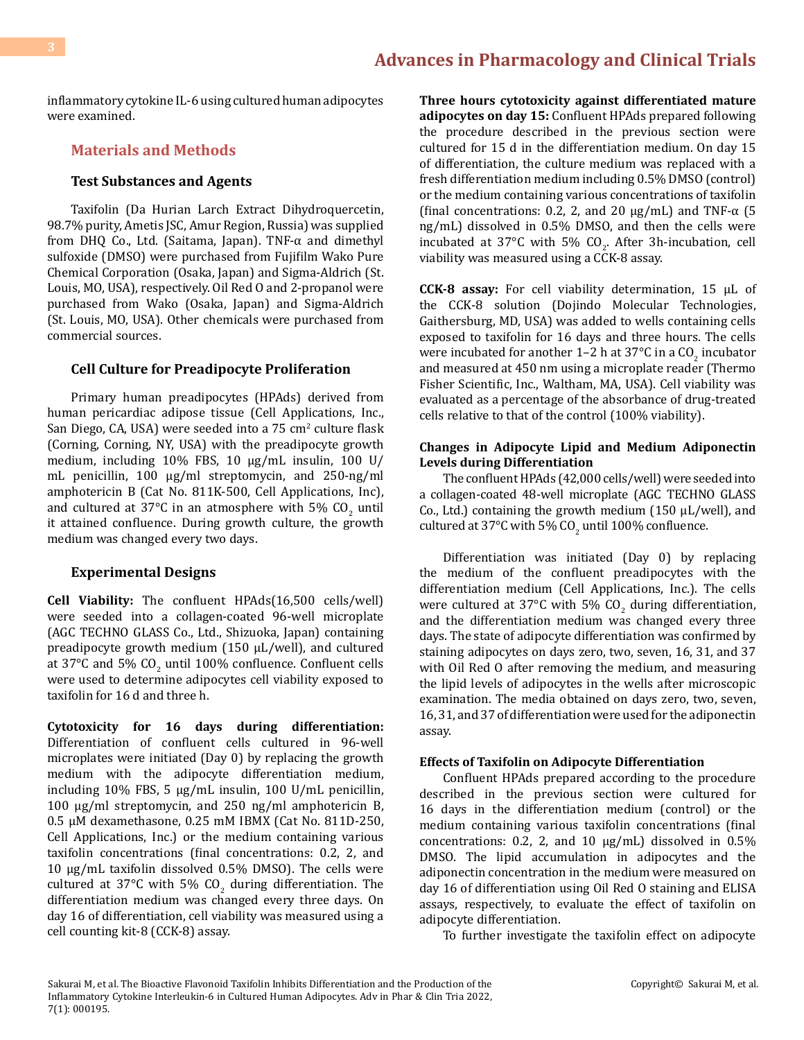inflammatory cytokine IL-6 using cultured human adipocytes were examined.

## Materials and Methods

### Test Substances and Agents

Taxifolin (Da Hurian Larch Extract Dihydroquercetin, 98.7% purity, Ametis JSC, Amur Region, Russia) was supplied from DHQ Co., Ltd. (Saitama, Japan). TNF-α and dimethyl sulfoxide (DMSO) were purchased from Fujifilm Wako Pure Chemical Corporation (Osaka, Japan) and Sigma-Aldrich (St. Louis, MO, USA), respectively. Oil Red O and 2-propanol were purchased from Wako (Osaka, Japan) and Sigma-Aldrich (St. Louis, MO, USA). Other chemicals were purchased from commercial sources.

### Cell Culture for Preadipocyte Proliferation

Primary human preadipocytes (HPAds) derived from human pericardiac adipose tissue (Cell Applications, Inc., San Diego, CA, USA) were seeded into a 75 $cm^2$ culture flask (Corning, Corning, NY, USA) with the preadipocyte growth medium, including 10% FBS, 10 μg/mL insulin, 100 U/mL penicillin, 100 μg/ml streptomycin, and 250-ng/ml amphotericin B (Cat No. 811K-500, Cell Applications, Inc), and cultured at 37°C in an atmosphere with 5% $CO_2$ until it attained confluence. During growth culture, the growth medium was changed every two days.

### Experimental Designs

**Cell Viability:** The confluent HPAds(16,500 cells/well) were seeded into a collagen-coated 96-well microplate (AGC TECHNO GLASS Co., Ltd., Shizuoka, Japan) containing preadipocyte growth medium (150 μL/well), and cultured at 37°C and 5% $CO_2$ until 100% confluence. Confluent cells were used to determine adipocytes cell viability exposed to taxifolin for 16 d and three h.

**Cytotoxicity for 16 days during differentiation:** Differentiation of confluent cells cultured in 96-well microplates were initiated (Day 0) by replacing the growth medium with the adipocyte differentiation medium, including 10% FBS, 5 μg/mL insulin, 100 U/mL penicillin, 100 μg/ml streptomycin, and 250 ng/ml amphotericin B, 0.5 μM dexamethasone, 0.25 mM IBMX (Cat No. 811D-250, Cell Applications, Inc.) or the medium containing various taxifolin concentrations (final concentrations: 0.2, 2, and 10 μg/mL taxifolin dissolved 0.5% DMSO). The cells were cultured at 37°C with 5% $CO_2$ during differentiation. The differentiation medium was changed every three days. On day 16 of differentiation, cell viability was measured using a cell counting kit-8 (CCK-8) assay.

**Three hours cytotoxicity against differentiated mature adipocytes on day 15:** Confluent HPAds prepared following the procedure described in the previous section were cultured for 15 d in the differentiation medium. On day 15 of differentiation, the culture medium was replaced with a fresh differentiation medium including 0.5% DMSO (control) or the medium containing various concentrations of taxifolin (final concentrations: 0.2, 2, and 20 μg/mL) and TNF-α (5 ng/mL) dissolved in 0.5% DMSO, and then the cells were incubated at 37°C with 5% $CO_2$. After 3h-incubation, cell viability was measured using a CCK-8 assay.

**CCK-8 assay:** For cell viability determination, 15 μL of the CCK-8 solution (Dojindo Molecular Technologies, Gaithersburg, MD, USA) was added to wells containing cells exposed to taxifolin for 16 days and three hours. The cells were incubated for another 1–2 h at 37°C in a $CO_2$ incubator and measured at 450 nm using a microplate reader (Thermo Fisher Scientific, Inc., Waltham, MA, USA). Cell viability was evaluated as a percentage of the absorbance of drug-treated cells relative to that of the control (100% viability).

#### Changes in Adipocyte Lipid and Medium Adiponectin Levels during Differentiation

The confluent HPAds (42,000 cells/well) were seeded into a collagen-coated 48-well microplate (AGC TECHNO GLASS Co., Ltd.) containing the growth medium (150 μL/well), and cultured at 37°C with 5% $CO_2$ until 100% confluence.

Differentiation was initiated (Day 0) by replacing the medium of the confluent preadipocytes with the differentiation medium (Cell Applications, Inc.). The cells were cultured at 37°C with 5% $CO_2$ during differentiation, and the differentiation medium was changed every three days. The state of adipocyte differentiation was confirmed by staining adipocytes on days zero, two, seven, 16, 31, and 37 with Oil Red O after removing the medium, and measuring the lipid levels of adipocytes in the wells after microscopic examination. The media obtained on days zero, two, seven, 16, 31, and 37 of differentiation were used for the adiponectin assay.

#### Effects of Taxifolin on Adipocyte Differentiation

Confluent HPAds prepared according to the procedure described in the previous section were cultured for 16 days in the differentiation medium (control) or the medium containing various taxifolin concentrations (final concentrations: 0.2, 2, and 10 μg/mL) dissolved in 0.5% DMSO. The lipid accumulation in adipocytes and the adiponectin concentration in the medium were measured on day 16 of differentiation using Oil Red O staining and ELISA assays, respectively, to evaluate the effect of taxifolin on adipocyte differentiation.

To further investigate the taxifolin effect on adipocyte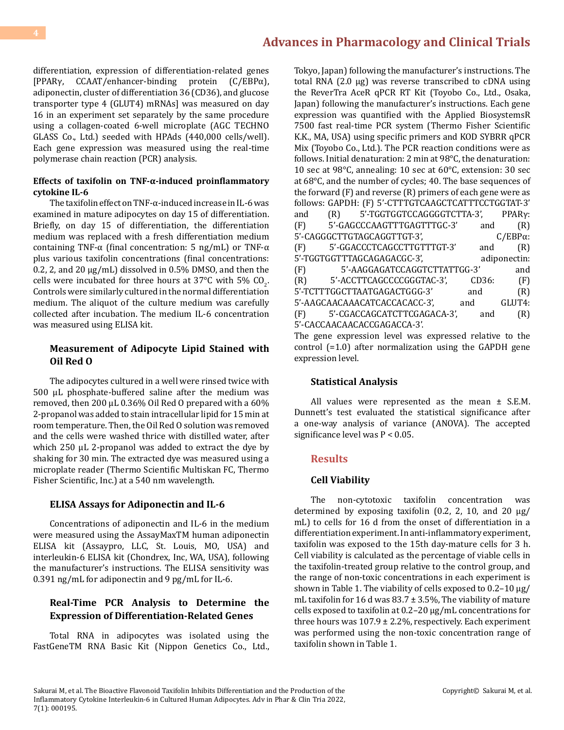differentiation, expression of differentiation-related genes [PPARγ, CCAAT/enhancer-binding protein (C/EBPα), adiponectin, cluster of differentiation 36 (CD36), and glucose transporter type 4 (GLUT4) mRNAs] was measured on day 16 in an experiment set separately by the same procedure using a collagen-coated 6-well microplate (AGC TECHNO GLASS Co., Ltd.) seeded with HPAds (440,000 cells/well). Each gene expression was measured using the real-time polymerase chain reaction (PCR) analysis.

**Effects of taxifolin on TNF-α-induced proinflammatory cytokine IL-6**

The taxifolin effect on TNF-α-induced increase in IL-6 was examined in mature adipocytes on day 15 of differentiation. Briefly, on day 15 of differentiation, the differentiation medium was replaced with a fresh differentiation medium containing TNF-α (final concentration: 5 ng/mL) or TNF-α plus various taxifolin concentrations (final concentrations: 0.2, 2, and 20 μg/mL) dissolved in 0.5% DMSO, and then the cells were incubated for three hours at 37°C with 5% $CO_2$. Controls were similarly cultured in the normal differentiation medium. The aliquot of the culture medium was carefully collected after incubation. The medium IL-6 concentration was measured using ELISA kit.

### Measurement of Adipocyte Lipid Stained with Oil Red O

The adipocytes cultured in a well were rinsed twice with 500 μL phosphate-buffered saline after the medium was removed, then 200 μL 0.36% Oil Red O prepared with a 60% 2-propanol was added to stain intracellular lipid for 15 min at room temperature. Then, the Oil Red O solution was removed and the cells were washed thrice with distilled water, after which 250 μL 2-propanol was added to extract the dye by shaking for 30 min. The extracted dye was measured using a microplate reader (Thermo Scientific Multiskan FC, Thermo Fisher Scientific, Inc.) at a 540 nm wavelength.

### ELISA Assays for Adiponectin and IL-6

Concentrations of adiponectin and IL-6 in the medium were measured using the AssayMaxTM human adiponectin ELISA kit (Assaypro, LLC, St. Louis, MO, USA) and interleukin-6 ELISA kit (Chondrex, Inc, WA, USA), following the manufacturer's instructions. The ELISA sensitivity was 0.391 ng/mL for adiponectin and 9 pg/mL for IL-6.

### Real-Time PCR Analysis to Determine the Expression of Differentiation-Related Genes

Total RNA in adipocytes was isolated using the FastGeneTM RNA Basic Kit (Nippon Genetics Co., Ltd., Tokyo, Japan) following the manufacturer's instructions. The total RNA (2.0 μg) was reverse transcribed to cDNA using the ReverTra AceR qPCR RT Kit (Toyobo Co., Ltd., Osaka, Japan) following the manufacturer's instructions. Each gene expression was quantified with the Applied BiosystemsR 7500 fast real-time PCR system (Thermo Fisher Scientific K.K., MA, USA) using specific primers and KOD SYBRR qPCR Mix (Toyobo Co., Ltd.). The PCR reaction conditions were as follows. Initial denaturation: 2 min at 98°C, the denaturation: 10 sec at 98°C, annealing: 10 sec at 60°C, extension: 30 sec at 68°C, and the number of cycles; 40. The base sequences of the forward (F) and reverse (R) primers of each gene were as follows: GAPDH: (F) 5'-CTTTGTCAAGCTCATTTCCTGGTAT-3' and (R) 5'-TGGTGGTCCAGGGGTCTTA-3', PPARγ: (F) 5'-GAGCCCAAGTTTGAGTTTGC-3' and (R) 5'-CAGGGCTTGTAGCAGGTTGT-3', C/EBPα: (F) 5'-GGACCCTCAGCCTTGTTTGT-3' and (R) 5'-TGGTGGTTTAGCAGAGACGC-3', adiponectin: (F) 5'-AAGGAGATCCAGGTCTTATTGG-3' and (R) 5'-ACCTTCAGCCCCGGGTAC-3', CD36: (F) 5'-TCTTTGGCTTAATGAGACTGGG-3' and (R) 5'-AAGCAACAAACATCACCACACC-3', and GLUT4: (F) 5'-CGACCAGCATCTTCGAGACA-3', and (R) 5'-CACCAACAACACCGAGACCA-3'.

The gene expression level was expressed relative to the control (=1.0) after normalization using the GAPDH gene expression level.

### Statistical Analysis

All values were represented as the mean ± S.E.M. Dunnett's test evaluated the statistical significance after a one-way analysis of variance (ANOVA). The accepted significance level was $P < 0.05$.

## Results

### Cell Viability

The non-cytotoxic taxifolin concentration was determined by exposing taxifolin (0.2, 2, 10, and 20 μg/mL) to cells for 16 d from the onset of differentiation in a differentiation experiment. In anti-inflammatory experiment, taxifolin was exposed to the 15th day-mature cells for 3 h. Cell viability is calculated as the percentage of viable cells in the taxifolin-treated group relative to the control group, and the range of non-toxic concentrations in each experiment is shown in Table 1. The viability of cells exposed to 0.2–10 μg/mL taxifolin for 16 d was 83.7 ± 3.5%, The viability of mature cells exposed to taxifolin at 0.2–20 μg/mL concentrations for three hours was 107.9 ± 2.2%, respectively. Each experiment was performed using the non-toxic concentration range of taxifolin shown in Table 1.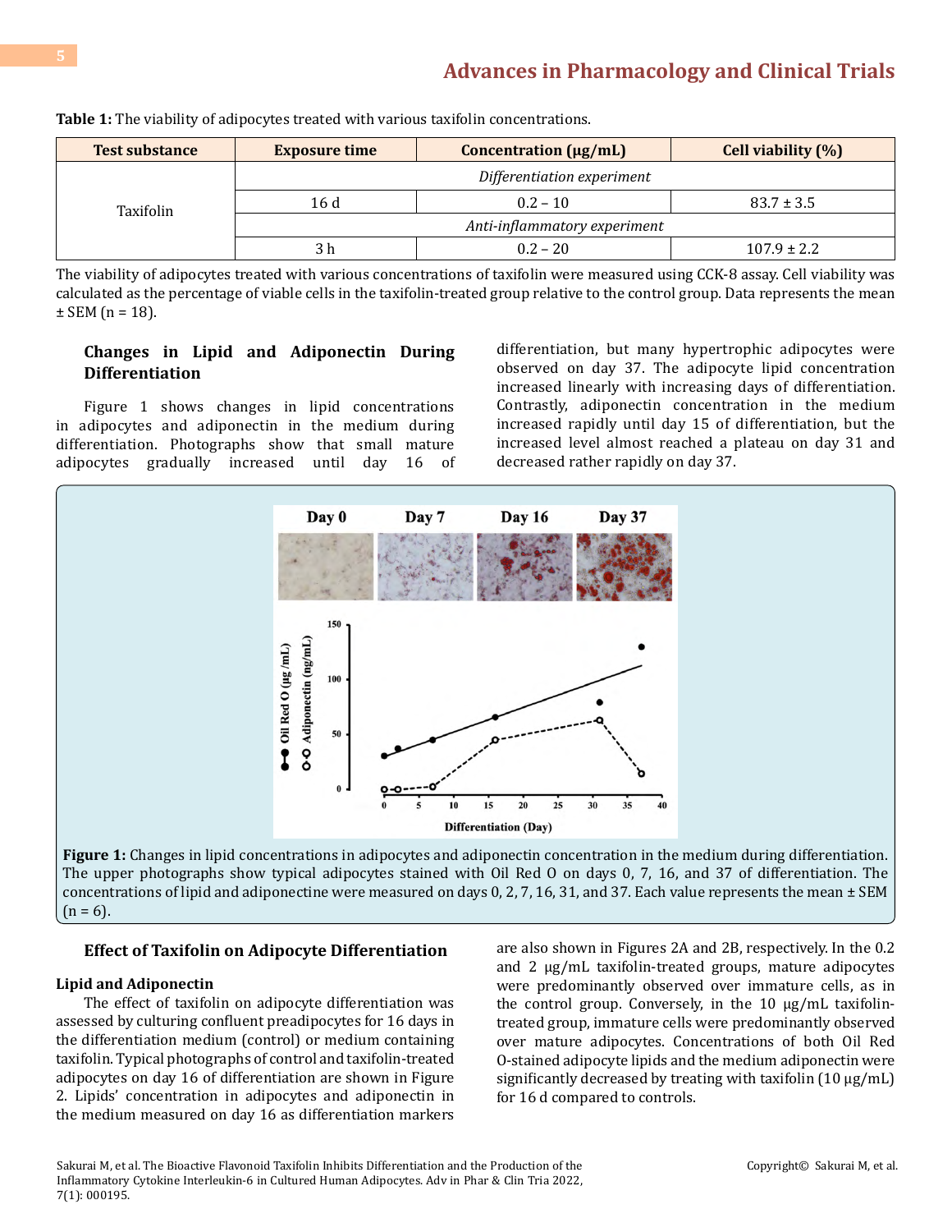**Table 1:** The viability of adipocytes treated with various taxifolin concentrations.

| Test substance | Exposure time | Concentration (μg/mL) | Cell viability (%) |
|---|---|---|---|
| Taxifolin | *Differentiation experiment* | | |
| | 16 d | 0.2 – 10 | 83.7 ± 3.5 |
| | *Anti-inflammatory experiment* | | |
| | 3 h | 0.2 – 20 | 107.9 ± 2.2 |

The viability of adipocytes treated with various concentrations of taxifolin were measured using CCK-8 assay. Cell viability was calculated as the percentage of viable cells in the taxifolin-treated group relative to the control group. Data represents the mean ± SEM (n = 18).

### Changes in Lipid and Adiponectin During Differentiation

Figure 1 shows changes in lipid concentrations in adipocytes and adiponectin in the medium during differentiation. Photographs show that small mature adipocytes gradually increased until day 16 of differentiation, but many hypertrophic adipocytes were observed on day 37. The adipocyte lipid concentration increased linearly with increasing days of differentiation. Contrastly, adiponectin concentration in the medium increased rapidly until day 15 of differentiation, but the increased level almost reached a plateau on day 31 and decreased rather rapidly on day 37.

**Figure 1:** Changes in lipid concentrations in adipocytes and adiponectin concentration in the medium during differentiation. The upper photographs show typical adipocytes stained with Oil Red O on days 0, 7, 16, and 37 of differentiation. The concentrations of lipid and adiponectine were measured on days 0, 2, 7, 16, 31, and 37. Each value represents the mean ± SEM (n = 6).

### Effect of Taxifolin on Adipocyte Differentiation

#### Lipid and Adiponectin

The effect of taxifolin on adipocyte differentiation was assessed by culturing confluent preadipocytes for 16 days in the differentiation medium (control) or medium containing taxifolin. Typical photographs of control and taxifolin-treated adipocytes on day 16 of differentiation are shown in Figure 2. Lipids' concentration in adipocytes and adiponectin in the medium measured on day 16 as differentiation markers are also shown in Figures 2A and 2B, respectively. In the 0.2 and 2 μg/mL taxifolin-treated groups, mature adipocytes were predominantly observed over immature cells, as in the control group. Conversely, in the 10 μg/mL taxifolin-treated group, immature cells were predominantly observed over mature adipocytes. Concentrations of both Oil Red O-stained adipocyte lipids and the medium adiponectin were significantly decreased by treating with taxifolin (10 μg/mL) for 16 d compared to controls.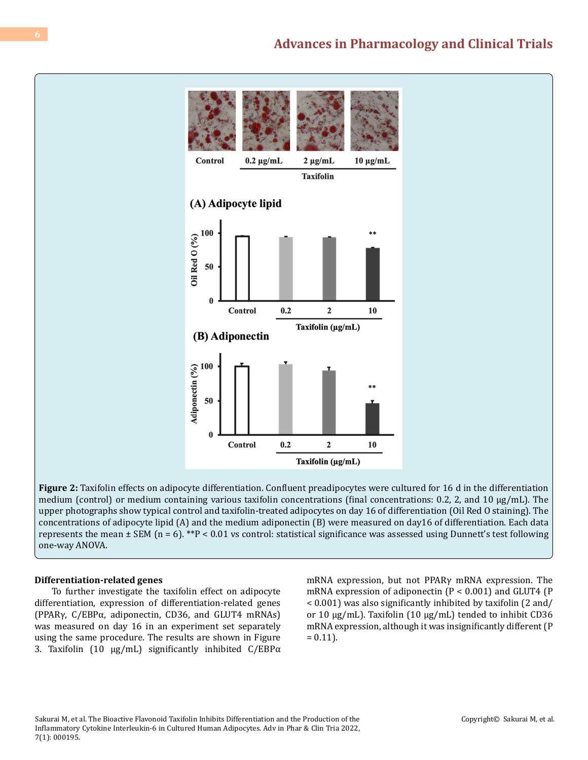**Figure 2:** Taxifolin effects on adipocyte differentiation. Confluent preadipocytes were cultured for 16 d in the differentiation medium (control) or medium containing various taxifolin concentrations (final concentrations: 0.2, 2, and 10 μg/mL). The upper photographs show typical control and taxifolin-treated adipocytes on day 16 of differentiation (Oil Red O staining). The concentrations of adipocyte lipid (A) and the medium adiponectin (B) were measured on day16 of differentiation. Each data represents the mean ± SEM (n = 6). **P < 0.01 vs control: statistical significance was assessed using Dunnett's test following one-way ANOVA.

### Differentiation-related genes

To further investigate the taxifolin effect on adipocyte differentiation, expression of differentiation-related genes (PPARγ, C/EBPα, adiponectin, CD36, and GLUT4 mRNAs) was measured on day 16 in an experiment set separately using the same procedure. The results are shown in Figure 3. Taxifolin (10 μg/mL) significantly inhibited C/EBPα mRNA expression, but not PPARγ mRNA expression. The mRNA expression of adiponectin ($P < 0.001$) and GLUT4 ($P < 0.001$) was also significantly inhibited by taxifolin (2 and/or 10 μg/mL). Taxifolin (10 μg/mL) tended to inhibit CD36 mRNA expression, although it was insignificantly different ($P = 0.11$).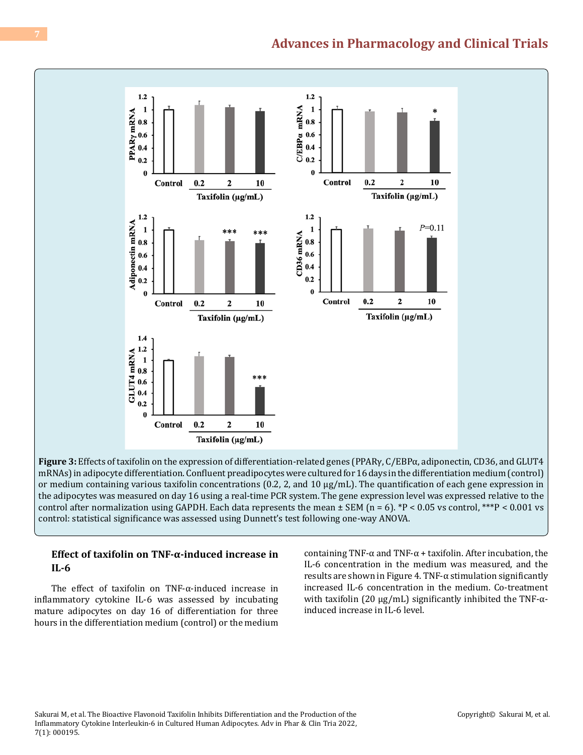**Figure 3:** Effects of taxifolin on the expression of differentiation-related genes (PPARγ, C/EBPα, adiponectin, CD36, and GLUT4 mRNAs) in adipocyte differentiation. Confluent preadipocytes were cultured for 16 days in the differentiation medium (control) or medium containing various taxifolin concentrations (0.2, 2, and 10 μg/mL). The quantification of each gene expression in the adipocytes was measured on day 16 using a real-time PCR system. The gene expression level was expressed relative to the control after normalization using GAPDH. Each data represents the mean ± SEM (n = 6). *P < 0.05 vs control, ***P < 0.001 vs control: statistical significance was assessed using Dunnett's test following one-way ANOVA.

### Effect of taxifolin on TNF-α-induced increase in IL-6

The effect of taxifolin on TNF-α-induced increase in inflammatory cytokine IL-6 was assessed by incubating mature adipocytes on day 16 of differentiation for three hours in the differentiation medium (control) or the medium containing TNF-α and TNF-α + taxifolin. After incubation, the IL-6 concentration in the medium was measured, and the results are shown in Figure 4. TNF-α stimulation significantly increased IL-6 concentration in the medium. Co-treatment with taxifolin (20 μg/mL) significantly inhibited the TNF-α-induced increase in IL-6 level.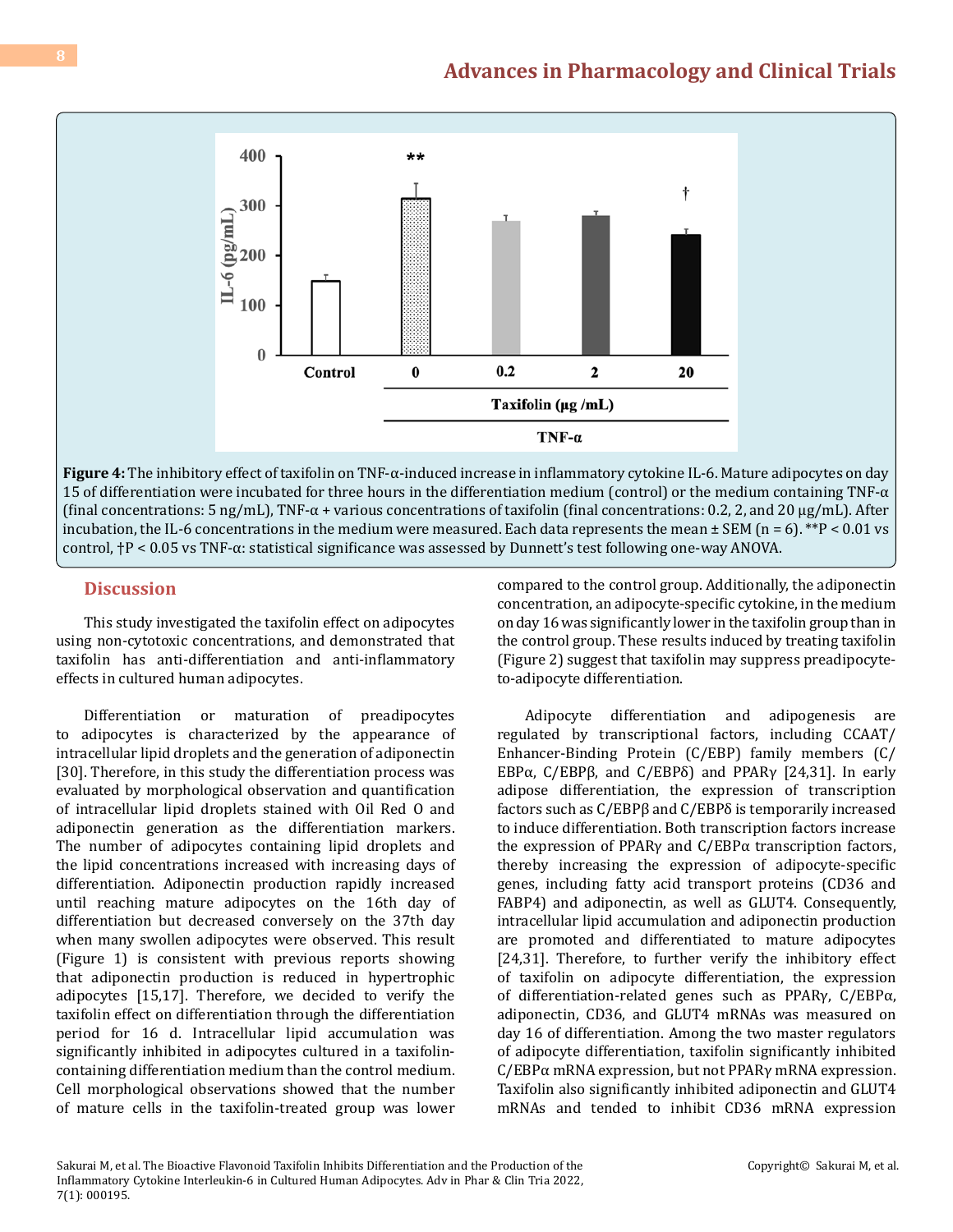**Figure 4:** The inhibitory effect of taxifolin on TNF-α-induced increase in inflammatory cytokine IL-6. Mature adipocytes on day 15 of differentiation were incubated for three hours in the differentiation medium (control) or the medium containing TNF-α (final concentrations: 5 ng/mL), TNF-α + various concentrations of taxifolin (final concentrations: 0.2, 2, and 20 µg/mL). After incubation, the IL-6 concentrations in the medium were measured. Each data represents the mean ± SEM (n = 6). **P < 0.01 vs control, †P < 0.05 vs TNF-α: statistical significance was assessed by Dunnett's test following one-way ANOVA.

## Discussion

This study investigated the taxifolin effect on adipocytes using non-cytotoxic concentrations, and demonstrated that taxifolin has anti-differentiation and anti-inflammatory effects in cultured human adipocytes.

Differentiation or maturation of preadipocytes to adipocytes is characterized by the appearance of intracellular lipid droplets and the generation of adiponectin [30]. Therefore, in this study the differentiation process was evaluated by morphological observation and quantification of intracellular lipid droplets stained with Oil Red O and adiponectin generation as the differentiation markers. The number of adipocytes containing lipid droplets and the lipid concentrations increased with increasing days of differentiation. Adiponectin production rapidly increased until reaching mature adipocytes on the 16th day of differentiation but decreased conversely on the 37th day when many swollen adipocytes were observed. This result (Figure 1) is consistent with previous reports showing that adiponectin production is reduced in hypertrophic adipocytes [15,17]. Therefore, we decided to verify the taxifolin effect on differentiation through the differentiation period for 16 d. Intracellular lipid accumulation was significantly inhibited in adipocytes cultured in a taxifolin-containing differentiation medium than the control medium. Cell morphological observations showed that the number of mature cells in the taxifolin-treated group was lower compared to the control group. Additionally, the adiponectin concentration, an adipocyte-specific cytokine, in the medium on day 16 was significantly lower in the taxifolin group than in the control group. These results induced by treating taxifolin (Figure 2) suggest that taxifolin may suppress preadipocyte-to-adipocyte differentiation.

Adipocyte differentiation and adipogenesis are regulated by transcriptional factors, including CCAAT/Enhancer-Binding Protein (C/EBP) family members (C/EBPα, C/EBPβ, and C/EBPδ) and PPARγ [24,31]. In early adipose differentiation, the expression of transcription factors such as C/EBPβ and C/EBPδ is temporarily increased to induce differentiation. Both transcription factors increase the expression of PPARγ and C/EBPα transcription factors, thereby increasing the expression of adipocyte-specific genes, including fatty acid transport proteins (CD36 and FABP4) and adiponectin, as well as GLUT4. Consequently, intracellular lipid accumulation and adiponectin production are promoted and differentiated to mature adipocytes [24,31]. Therefore, to further verify the inhibitory effect of taxifolin on adipocyte differentiation, the expression of differentiation-related genes such as PPARγ, C/EBPα, adiponectin, CD36, and GLUT4 mRNAs was measured on day 16 of differentiation. Among the two master regulators of adipocyte differentiation, taxifolin significantly inhibited C/EBPα mRNA expression, but not PPARγ mRNA expression. Taxifolin also significantly inhibited adiponectin and GLUT4 mRNAs and tended to inhibit CD36 mRNA expression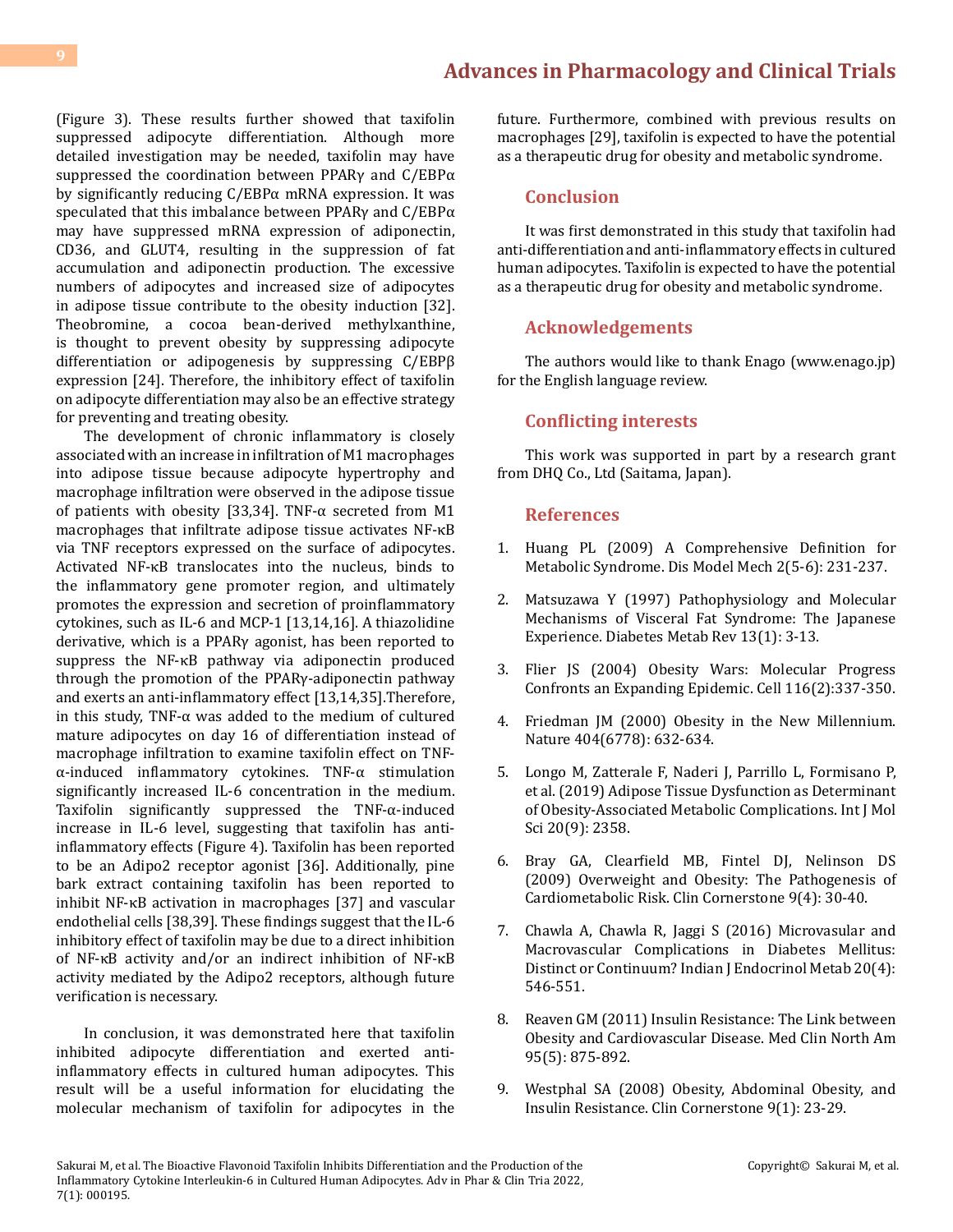(Figure 3). These results further showed that taxifolin suppressed adipocyte differentiation. Although more detailed investigation may be needed, taxifolin may have suppressed the coordination between PPARγ and C/EBPα by significantly reducing C/EBPα mRNA expression. It was speculated that this imbalance between PPARγ and C/EBPα may have suppressed mRNA expression of adiponectin, CD36, and GLUT4, resulting in the suppression of fat accumulation and adiponectin production. The excessive numbers of adipocytes and increased size of adipocytes in adipose tissue contribute to the obesity induction [32]. Theobromine, a cocoa bean-derived methylxanthine, is thought to prevent obesity by suppressing adipocyte differentiation or adipogenesis by suppressing C/EBPβ expression [24]. Therefore, the inhibitory effect of taxifolin on adipocyte differentiation may also be an effective strategy for preventing and treating obesity.

The development of chronic inflammatory is closely associated with an increase in infiltration of M1 macrophages into adipose tissue because adipocyte hypertrophy and macrophage infiltration were observed in the adipose tissue of patients with obesity [33,34]. TNF-α secreted from M1 macrophages that infiltrate adipose tissue activates NF-κB via TNF receptors expressed on the surface of adipocytes. Activated NF-κB translocates into the nucleus, binds to the inflammatory gene promoter region, and ultimately promotes the expression and secretion of proinflammatory cytokines, such as IL-6 and MCP-1 [13,14,16]. A thiazolidine derivative, which is a PPARγ agonist, has been reported to suppress the NF-κB pathway via adiponectin produced through the promotion of the PPARγ-adiponectin pathway and exerts an anti-inflammatory effect [13,14,35].Therefore, in this study, TNF-α was added to the medium of cultured mature adipocytes on day 16 of differentiation instead of macrophage infiltration to examine taxifolin effect on TNF-α-induced inflammatory cytokines. TNF-α stimulation significantly increased IL-6 concentration in the medium. Taxifolin significantly suppressed the TNF-α-induced increase in IL-6 level, suggesting that taxifolin has anti-inflammatory effects (Figure 4). Taxifolin has been reported to be an Adipo2 receptor agonist [36]. Additionally, pine bark extract containing taxifolin has been reported to inhibit NF-κB activation in macrophages [37] and vascular endothelial cells [38,39]. These findings suggest that the IL-6 inhibitory effect of taxifolin may be due to a direct inhibition of NF-κB activity and/or an indirect inhibition of NF-κB activity mediated by the Adipo2 receptors, although future verification is necessary.

In conclusion, it was demonstrated here that taxifolin inhibited adipocyte differentiation and exerted anti-inflammatory effects in cultured human adipocytes. This result will be a useful information for elucidating the molecular mechanism of taxifolin for adipocytes in the future. Furthermore, combined with previous results on macrophages [29], taxifolin is expected to have the potential as a therapeutic drug for obesity and metabolic syndrome.

## Conclusion

It was first demonstrated in this study that taxifolin had anti-differentiation and anti-inflammatory effects in cultured human adipocytes. Taxifolin is expected to have the potential as a therapeutic drug for obesity and metabolic syndrome.

## Acknowledgements

The authors would like to thank Enago (www.enago.jp) for the English language review.

## Conflicting interests

This work was supported in part by a research grant from DHQ Co., Ltd (Saitama, Japan).

## References

1. Huang PL (2009) A Comprehensive Definition for Metabolic Syndrome. Dis Model Mech 2(5-6): 231-237.
2. Matsuzawa Y (1997) Pathophysiology and Molecular Mechanisms of Visceral Fat Syndrome: The Japanese Experience. Diabetes Metab Rev 13(1): 3-13.
3. Flier JS (2004) Obesity Wars: Molecular Progress Confronts an Expanding Epidemic. Cell 116(2):337-350.
4. Friedman JM (2000) Obesity in the New Millennium. Nature 404(6778): 632-634.
5. Longo M, Zatterale F, Naderi J, Parrillo L, Formisano P, et al. (2019) Adipose Tissue Dysfunction as Determinant of Obesity-Associated Metabolic Complications. Int J Mol Sci 20(9): 2358.
6. Bray GA, Clearfield MB, Fintel DJ, Nelinson DS (2009) Overweight and Obesity: The Pathogenesis of Cardiometabolic Risk. Clin Cornerstone 9(4): 30-40.
7. Chawla A, Chawla R, Jaggi S (2016) Microvasular and Macrovascular Complications in Diabetes Mellitus: Distinct or Continuum? Indian J Endocrinol Metab 20(4): 546-551.
8. Reaven GM (2011) Insulin Resistance: The Link between Obesity and Cardiovascular Disease. Med Clin North Am 95(5): 875-892.
9. Westphal SA (2008) Obesity, Abdominal Obesity, and Insulin Resistance. Clin Cornerstone 9(1): 23-29.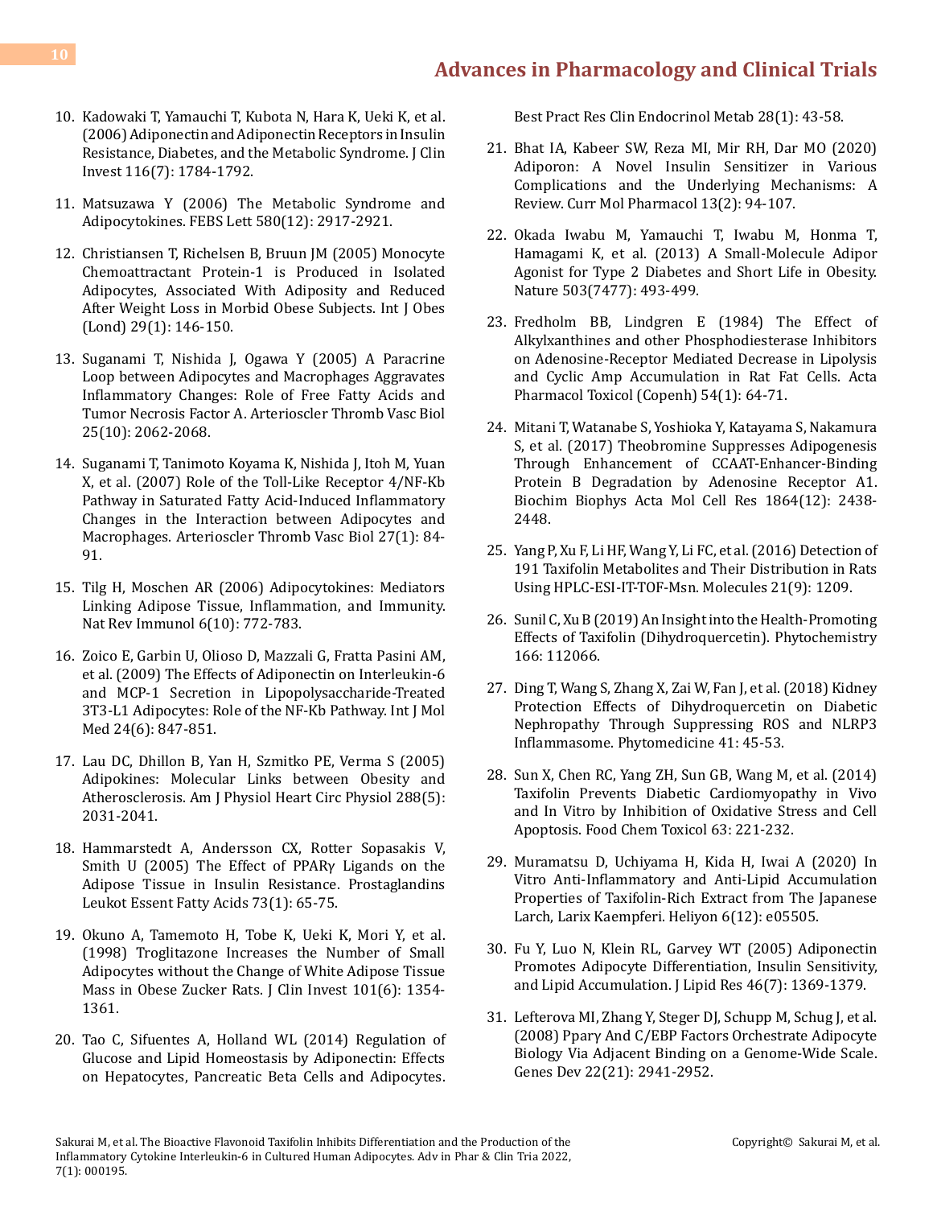10. Kadowaki T, Yamauchi T, Kubota N, Hara K, Ueki K, et al. (2006) Adiponectin and Adiponectin Receptors in Insulin Resistance, Diabetes, and the Metabolic Syndrome. J Clin Invest 116(7): 1784-1792.

11. Matsuzawa Y (2006) The Metabolic Syndrome and Adipocytokines. FEBS Lett 580(12): 2917-2921.

12. Christiansen T, Richelsen B, Bruun JM (2005) Monocyte Chemoattractant Protein-1 is Produced in Isolated Adipocytes, Associated With Adiposity and Reduced After Weight Loss in Morbid Obese Subjects. Int J Obes (Lond) 29(1): 146-150.

13. Suganami T, Nishida J, Ogawa Y (2005) A Paracrine Loop between Adipocytes and Macrophages Aggravates Inflammatory Changes: Role of Free Fatty Acids and Tumor Necrosis Factor A. Arterioscler Thromb Vasc Biol 25(10): 2062-2068.

14. Suganami T, Tanimoto Koyama K, Nishida J, Itoh M, Yuan X, et al. (2007) Role of the Toll-Like Receptor 4/NF-Kb Pathway in Saturated Fatty Acid-Induced Inflammatory Changes in the Interaction between Adipocytes and Macrophages. Arterioscler Thromb Vasc Biol 27(1): 84-91.

15. Tilg H, Moschen AR (2006) Adipocytokines: Mediators Linking Adipose Tissue, Inflammation, and Immunity. Nat Rev Immunol 6(10): 772-783.

16. Zoico E, Garbin U, Olioso D, Mazzali G, Fratta Pasini AM, et al. (2009) The Effects of Adiponectin on Interleukin-6 and MCP-1 Secretion in Lipopolysaccharide-Treated 3T3-L1 Adipocytes: Role of the NF-Kb Pathway. Int J Mol Med 24(6): 847-851.

17. Lau DC, Dhillon B, Yan H, Szmitko PE, Verma S (2005) Adipokines: Molecular Links between Obesity and Atherosclerosis. Am J Physiol Heart Circ Physiol 288(5): 2031-2041.

18. Hammarstedt A, Andersson CX, Rotter Sopasakis V, Smith U (2005) The Effect of PPARγ Ligands on the Adipose Tissue in Insulin Resistance. Prostaglandins Leukot Essent Fatty Acids 73(1): 65-75.

19. Okuno A, Tamemoto H, Tobe K, Ueki K, Mori Y, et al. (1998) Troglitazone Increases the Number of Small Adipocytes without the Change of White Adipose Tissue Mass in Obese Zucker Rats. J Clin Invest 101(6): 1354-1361.

20. Tao C, Sifuentes A, Holland WL (2014) Regulation of Glucose and Lipid Homeostasis by Adiponectin: Effects on Hepatocytes, Pancreatic Beta Cells and Adipocytes. Best Pract Res Clin Endocrinol Metab 28(1): 43-58.

21. Bhat IA, Kabeer SW, Reza MI, Mir RH, Dar MO (2020) Adiporon: A Novel Insulin Sensitizer in Various Complications and the Underlying Mechanisms: A Review. Curr Mol Pharmacol 13(2): 94-107.

22. Okada Iwabu M, Yamauchi T, Iwabu M, Honma T, Hamagami K, et al. (2013) A Small-Molecule Adipor Agonist for Type 2 Diabetes and Short Life in Obesity. Nature 503(7477): 493-499.

23. Fredholm BB, Lindgren E (1984) The Effect of Alkylxanthines and other Phosphodiesterase Inhibitors on Adenosine-Receptor Mediated Decrease in Lipolysis and Cyclic Amp Accumulation in Rat Fat Cells. Acta Pharmacol Toxicol (Copenh) 54(1): 64-71.

24. Mitani T, Watanabe S, Yoshioka Y, Katayama S, Nakamura S, et al. (2017) Theobromine Suppresses Adipogenesis Through Enhancement of CCAAT-Enhancer-Binding Protein Β Degradation by Adenosine Receptor A1. Biochim Biophys Acta Mol Cell Res 1864(12): 2438-2448.

25. Yang P, Xu F, Li HF, Wang Y, Li FC, et al. (2016) Detection of 191 Taxifolin Metabolites and Their Distribution in Rats Using HPLC-ESI-IT-TOF-Msn. Molecules 21(9): 1209.

26. Sunil C, Xu B (2019) An Insight into the Health-Promoting Effects of Taxifolin (Dihydroquercetin). Phytochemistry 166: 112066.

27. Ding T, Wang S, Zhang X, Zai W, Fan J, et al. (2018) Kidney Protection Effects of Dihydroquercetin on Diabetic Nephropathy Through Suppressing ROS and NLRP3 Inflammasome. Phytomedicine 41: 45-53.

28. Sun X, Chen RC, Yang ZH, Sun GB, Wang M, et al. (2014) Taxifolin Prevents Diabetic Cardiomyopathy in Vivo and In Vitro by Inhibition of Oxidative Stress and Cell Apoptosis. Food Chem Toxicol 63: 221-232.

29. Muramatsu D, Uchiyama H, Kida H, Iwai A (2020) In Vitro Anti-Inflammatory and Anti-Lipid Accumulation Properties of Taxifolin-Rich Extract from The Japanese Larch, Larix Kaempferi. Heliyon 6(12): e05505.

30. Fu Y, Luo N, Klein RL, Garvey WT (2005) Adiponectin Promotes Adipocyte Differentiation, Insulin Sensitivity, and Lipid Accumulation. J Lipid Res 46(7): 1369-1379.

31. Lefterova MI, Zhang Y, Steger DJ, Schupp M, Schug J, et al. (2008) Ppary And C/EBP Factors Orchestrate Adipocyte Biology Via Adjacent Binding on a Genome-Wide Scale. Genes Dev 22(21): 2941-2952.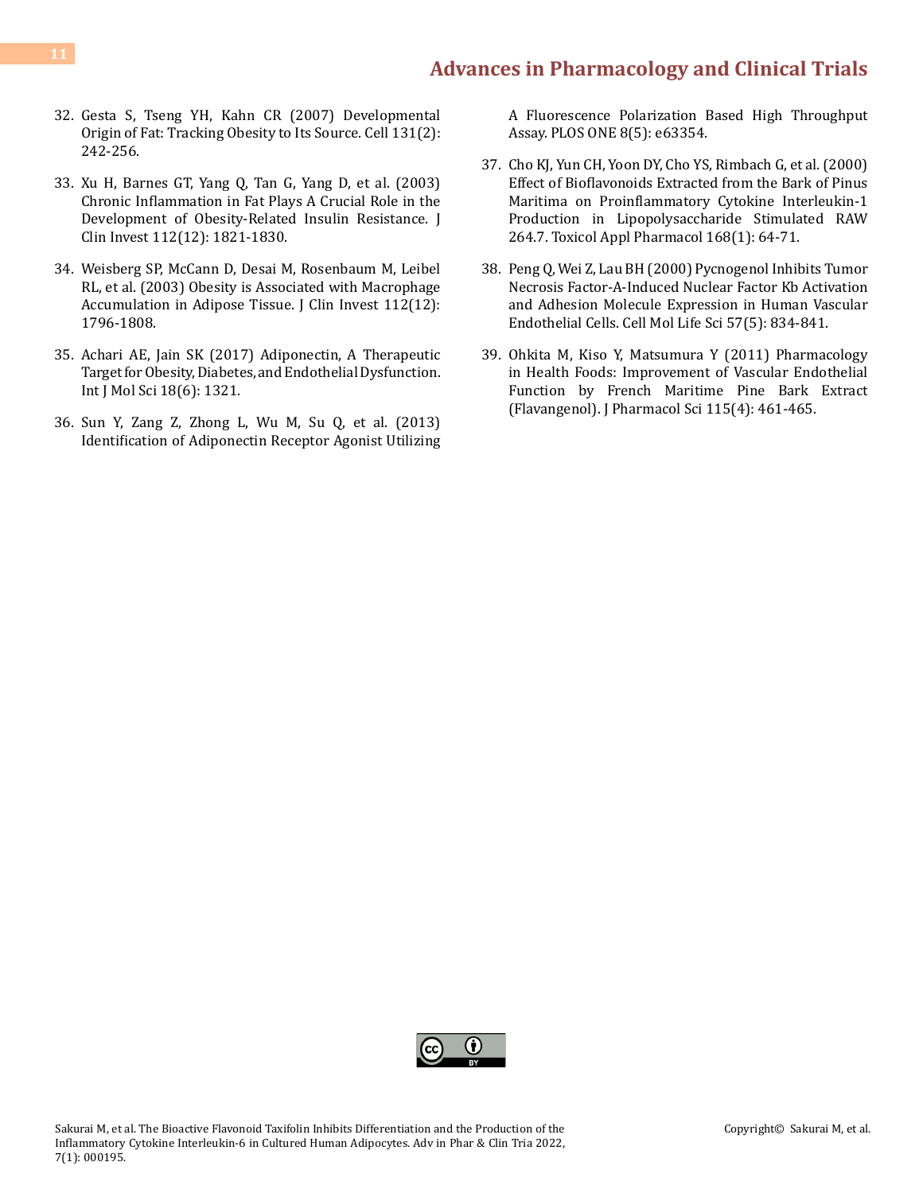32. Gesta S, Tseng YH, Kahn CR (2007) Developmental Origin of Fat: Tracking Obesity to Its Source. Cell 131(2): 242-256.

33. Xu H, Barnes GT, Yang Q, Tan G, Yang D, et al. (2003) Chronic Inflammation in Fat Plays A Crucial Role in the Development of Obesity-Related Insulin Resistance. J Clin Invest 112(12): 1821-1830.

34. Weisberg SP, McCann D, Desai M, Rosenbaum M, Leibel RL, et al. (2003) Obesity is Associated with Macrophage Accumulation in Adipose Tissue. J Clin Invest 112(12): 1796-1808.

35. Achari AE, Jain SK (2017) Adiponectin, A Therapeutic Target for Obesity, Diabetes, and Endothelial Dysfunction. Int J Mol Sci 18(6): 1321.

36. Sun Y, Zang Z, Zhong L, Wu M, Su Q, et al. (2013) Identification of Adiponectin Receptor Agonist Utilizing A Fluorescence Polarization Based High Throughput Assay. PLOS ONE 8(5): e63354.

37. Cho KJ, Yun CH, Yoon DY, Cho YS, Rimbach G, et al. (2000) Effect of Bioflavonoids Extracted from the Bark of Pinus Maritima on Proinflammatory Cytokine Interleukin-1 Production in Lipopolysaccharide Stimulated RAW 264.7. Toxicol Appl Pharmacol 168(1): 64-71.

38. Peng Q, Wei Z, Lau BH (2000) Pycnogenol Inhibits Tumor Necrosis Factor-A-Induced Nuclear Factor Kb Activation and Adhesion Molecule Expression in Human Vascular Endothelial Cells. Cell Mol Life Sci 57(5): 834-841.

39. Ohkita M, Kiso Y, Matsumura Y (2011) Pharmacology in Health Foods: Improvement of Vascular Endothelial Function by French Maritime Pine Bark Extract (Flavangenol). J Pharmacol Sci 115(4): 461-465.